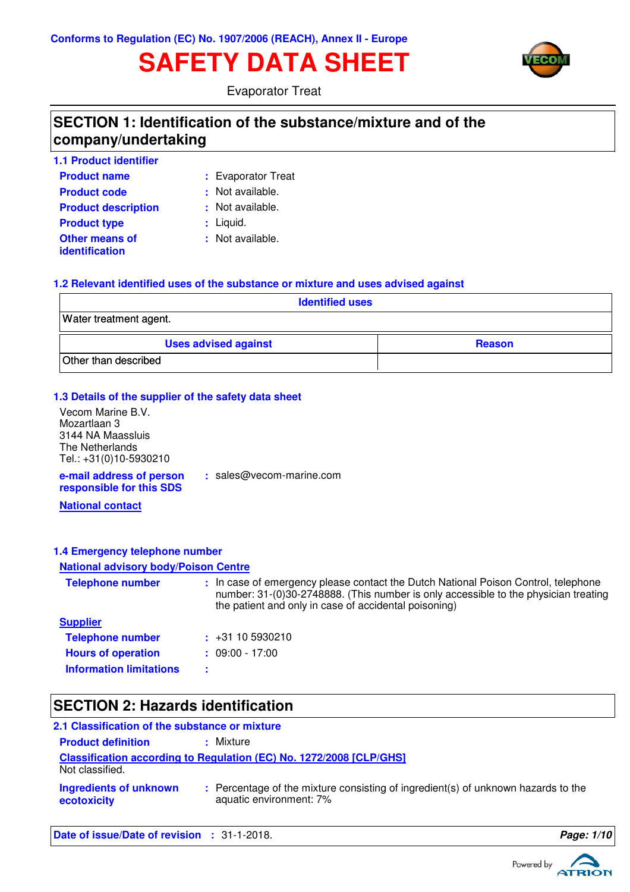Conforms to Regulation (EC) No. 1907/2006 (REACH), Annex II - Europe

# SAFETY DATA SHEET

Evaporator Treat

## SECTION 1: Identification of the substance/mixture and of the company/undertaking

### 1.1 Product identifier

**Product name** : Evaporator Treat

**Product code** : Not available.

**Product description** : Not available.

**Product type** : Liquid.

**Other means of identification** : Not available.

### 1.2 Relevant identified uses of the substance or mixture and uses advised against

| Identified uses |
|---|
| Water treatment agent. |

| Uses advised against | Reason |
|---|---|
| Other than described | |

### 1.3 Details of the supplier of the safety data sheet

Vecom Marine B.V.
Mozartlaan 3
3144 NA Maassluis
The Netherlands
Tel.: +31(0)10-5930210

**e-mail address of person responsible for this SDS** : sales@vecom-marine.com

**National contact**

### 1.4 Emergency telephone number

**National advisory body/Poison Centre**

**Telephone number** : In case of emergency please contact the Dutch National Poison Control, telephone number: 31-(0)30-2748888. (This number is only accessible to the physician treating the patient and only in case of accidental poisoning)

**Supplier**

**Telephone number** : +31 10 5930210

**Hours of operation** : 09:00 - 17:00

**Information limitations** :

## SECTION 2: Hazards identification

### 2.1 Classification of the substance or mixture

**Product definition** : Mixture

**Classification according to Regulation (EC) No. 1272/2008 [CLP/GHS]**

Not classified.

**Ingredients of unknown ecotoxicity** : Percentage of the mixture consisting of ingredient(s) of unknown hazards to the aquatic environment: 7%

**Date of issue/Date of revision** : 31-1-2018.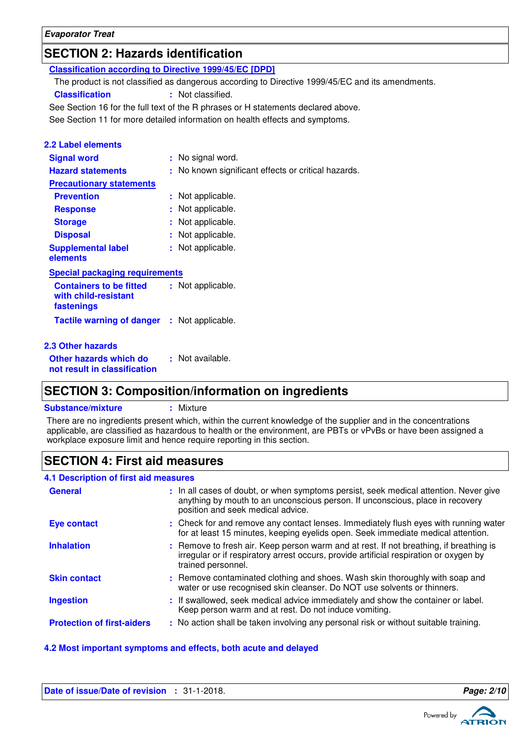## SECTION 2: Hazards identification

**Classification according to Directive 1999/45/EC [DPD]**

The product is not classified as dangerous according to Directive 1999/45/EC and its amendments.

**Classification** : Not classified.

See Section 16 for the full text of the R phrases or H statements declared above.

See Section 11 for more detailed information on health effects and symptoms.

### 2.2 Label elements

**Signal word** : No signal word.

**Hazard statements** : No known significant effects or critical hazards.

**Precautionary statements**

**Prevention** : Not applicable.

**Response** : Not applicable.

**Storage** : Not applicable.

**Disposal** : Not applicable.

**Supplemental label elements** : Not applicable.

**Special packaging requirements**

**Containers to be fitted with child-resistant fastenings** : Not applicable.

**Tactile warning of danger** : Not applicable.

### 2.3 Other hazards

**Other hazards which do not result in classification** : Not available.

## SECTION 3: Composition/information on ingredients

**Substance/mixture** : Mixture

There are no ingredients present which, within the current knowledge of the supplier and in the concentrations applicable, are classified as hazardous to health or the environment, are PBTs or vPvBs or have been assigned a workplace exposure limit and hence require reporting in this section.

## SECTION 4: First aid measures

### 4.1 Description of first aid measures

**General** : In all cases of doubt, or when symptoms persist, seek medical attention. Never give anything by mouth to an unconscious person. If unconscious, place in recovery position and seek medical advice.

**Eye contact** : Check for and remove any contact lenses. Immediately flush eyes with running water for at least 15 minutes, keeping eyelids open. Seek immediate medical attention.

**Inhalation** : Remove to fresh air. Keep person warm and at rest. If not breathing, if breathing is irregular or if respiratory arrest occurs, provide artificial respiration or oxygen by trained personnel.

**Skin contact** : Remove contaminated clothing and shoes. Wash skin thoroughly with soap and water or use recognised skin cleanser. Do NOT use solvents or thinners.

**Ingestion** : If swallowed, seek medical advice immediately and show the container or label. Keep person warm and at rest. Do not induce vomiting.

**Protection of first-aiders** : No action shall be taken involving any personal risk or without suitable training.

### 4.2 Most important symptoms and effects, both acute and delayed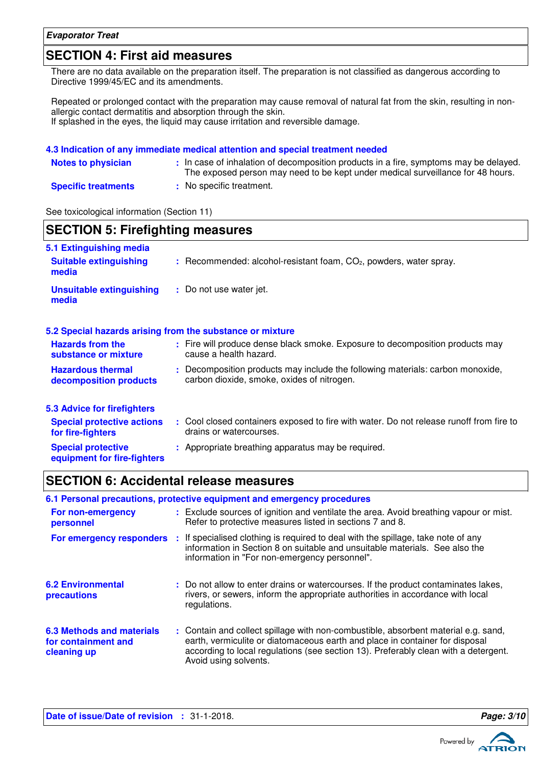## SECTION 4: First aid measures

There are no data available on the preparation itself. The preparation is not classified as dangerous according to Directive 1999/45/EC and its amendments.

Repeated or prolonged contact with the preparation may cause removal of natural fat from the skin, resulting in non-allergic contact dermatitis and absorption through the skin.
If splashed in the eyes, the liquid may cause irritation and reversible damage.

### 4.3 Indication of any immediate medical attention and special treatment needed

**Notes to physician** : In case of inhalation of decomposition products in a fire, symptoms may be delayed. The exposed person may need to be kept under medical surveillance for 48 hours.

**Specific treatments** : No specific treatment.

See toxicological information (Section 11)

## SECTION 5: Firefighting measures

### 5.1 Extinguishing media

**Suitable extinguishing media** : Recommended: alcohol-resistant foam, $CO_2$, powders, water spray.

**Unsuitable extinguishing media** : Do not use water jet.

### 5.2 Special hazards arising from the substance or mixture

**Hazards from the substance or mixture** : Fire will produce dense black smoke. Exposure to decomposition products may cause a health hazard.

**Hazardous thermal decomposition products** : Decomposition products may include the following materials: carbon monoxide, carbon dioxide, smoke, oxides of nitrogen.

### 5.3 Advice for firefighters

**Special protective actions for fire-fighters** : Cool closed containers exposed to fire with water. Do not release runoff from fire to drains or watercourses.

**Special protective equipment for fire-fighters** : Appropriate breathing apparatus may be required.

## SECTION 6: Accidental release measures

### 6.1 Personal precautions, protective equipment and emergency procedures

**For non-emergency personnel** : Exclude sources of ignition and ventilate the area. Avoid breathing vapour or mist. Refer to protective measures listed in sections 7 and 8.

**For emergency responders** : If specialised clothing is required to deal with the spillage, take note of any information in Section 8 on suitable and unsuitable materials. See also the information in "For non-emergency personnel".

### 6.2 Environmental precautions

: Do not allow to enter drains or watercourses. If the product contaminates lakes, rivers, or sewers, inform the appropriate authorities in accordance with local regulations.

### 6.3 Methods and materials for containment and cleaning up

: Contain and collect spillage with non-combustible, absorbent material e.g. sand, earth, vermiculite or diatomaceous earth and place in container for disposal according to local regulations (see section 13). Preferably clean with a detergent. Avoid using solvents.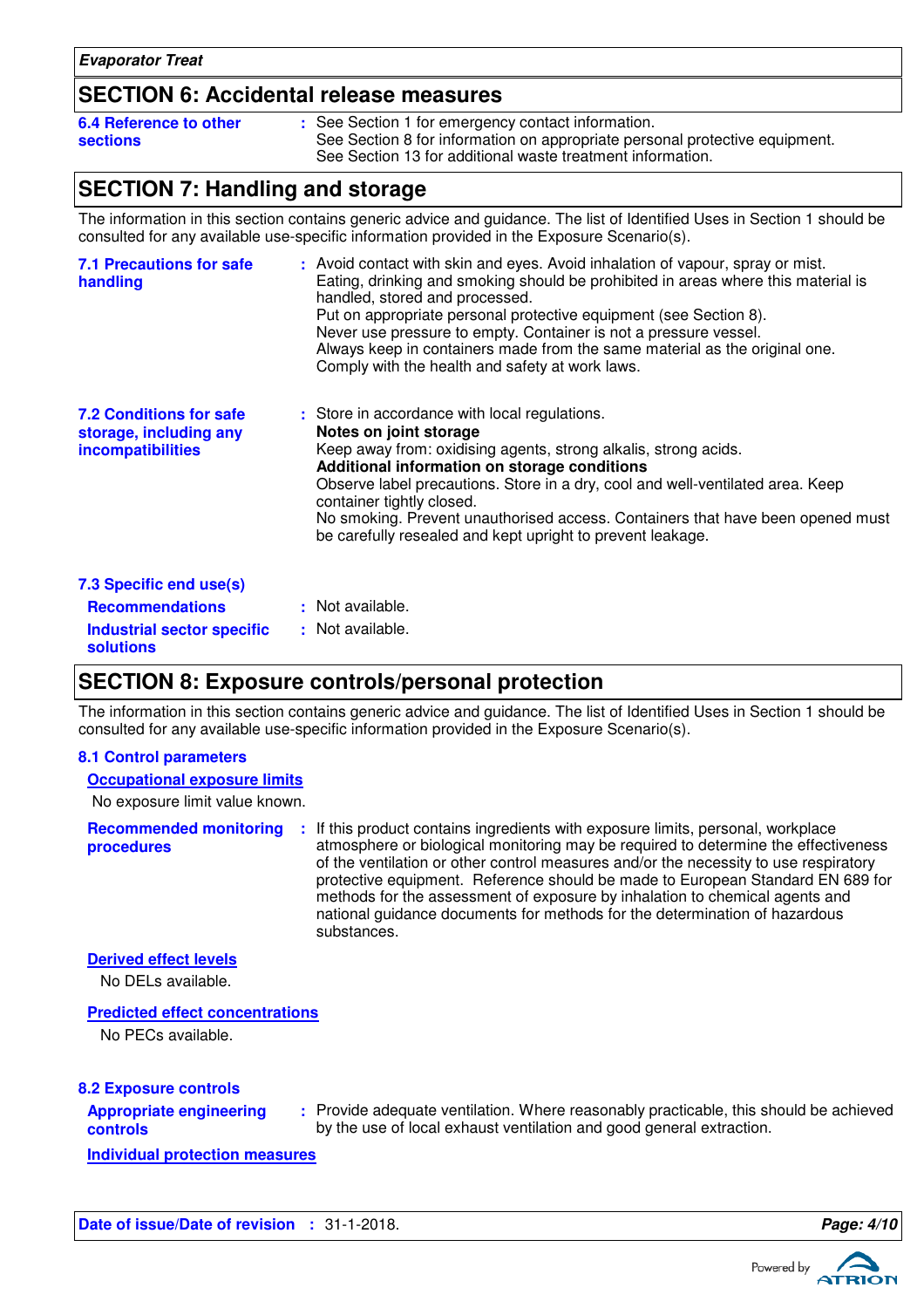## SECTION 6: Accidental release measures

**6.4 Reference to other sections** : See Section 1 for emergency contact information.
See Section 8 for information on appropriate personal protective equipment.
See Section 13 for additional waste treatment information.

## SECTION 7: Handling and storage

The information in this section contains generic advice and guidance. The list of Identified Uses in Section 1 should be consulted for any available use-specific information provided in the Exposure Scenario(s).

**7.1 Precautions for safe handling** : Avoid contact with skin and eyes. Avoid inhalation of vapour, spray or mist. Eating, drinking and smoking should be prohibited in areas where this material is handled, stored and processed.
Put on appropriate personal protective equipment (see Section 8).
Never use pressure to empty. Container is not a pressure vessel.
Always keep in containers made from the same material as the original one.
Comply with the health and safety at work laws.

**7.2 Conditions for safe storage, including any incompatibilities** : Store in accordance with local regulations.
**Notes on joint storage**
Keep away from: oxidising agents, strong alkalis, strong acids.
**Additional information on storage conditions**
Observe label precautions. Store in a dry, cool and well-ventilated area. Keep container tightly closed.
No smoking. Prevent unauthorised access. Containers that have been opened must be carefully resealed and kept upright to prevent leakage.

**7.3 Specific end use(s)**

**Recommendations** : Not available.

**Industrial sector specific solutions** : Not available.

## SECTION 8: Exposure controls/personal protection

The information in this section contains generic advice and guidance. The list of Identified Uses in Section 1 should be consulted for any available use-specific information provided in the Exposure Scenario(s).

**8.1 Control parameters**

**Occupational exposure limits**

No exposure limit value known.

**Recommended monitoring procedures** : If this product contains ingredients with exposure limits, personal, workplace atmosphere or biological monitoring may be required to determine the effectiveness of the ventilation or other control measures and/or the necessity to use respiratory protective equipment. Reference should be made to European Standard EN 689 for methods for the assessment of exposure by inhalation to chemical agents and national guidance documents for methods for the determination of hazardous substances.

**Derived effect levels**

No DELs available.

**Predicted effect concentrations**

No PECs available.

**8.2 Exposure controls**

**Appropriate engineering controls** : Provide adequate ventilation. Where reasonably practicable, this should be achieved by the use of local exhaust ventilation and good general extraction.

**Individual protection measures**

**Date of issue/Date of revision** : 31-1-2018.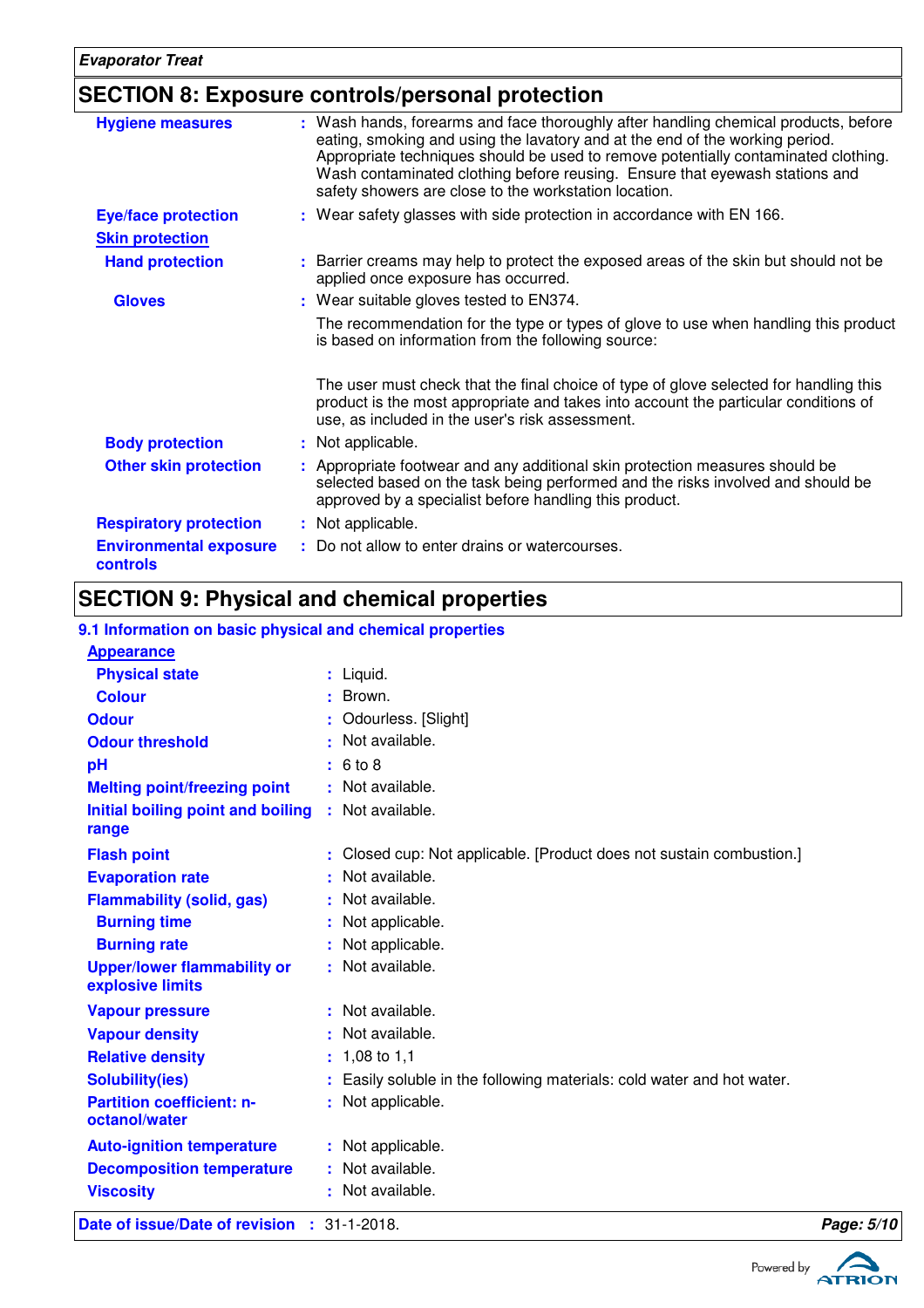## SECTION 8: Exposure controls/personal protection

| | |
|---|---|
| **Hygiene measures** | : Wash hands, forearms and face thoroughly after handling chemical products, before eating, smoking and using the lavatory and at the end of the working period. Appropriate techniques should be used to remove potentially contaminated clothing. Wash contaminated clothing before reusing. Ensure that eyewash stations and safety showers are close to the workstation location. |
| **Eye/face protection** | : Wear safety glasses with side protection in accordance with EN 166. |
| **Skin protection** | |
| **Hand protection** | : Barrier creams may help to protect the exposed areas of the skin but should not be applied once exposure has occurred. |
| **Gloves** | : Wear suitable gloves tested to EN374.<br><br>The recommendation for the type or types of glove to use when handling this product is based on information from the following source:<br><br>The user must check that the final choice of type of glove selected for handling this product is the most appropriate and takes into account the particular conditions of use, as included in the user's risk assessment. |
| **Body protection** | : Not applicable. |
| **Other skin protection** | : Appropriate footwear and any additional skin protection measures should be selected based on the task being performed and the risks involved and should be approved by a specialist before handling this product. |
| **Respiratory protection** | : Not applicable. |
| **Environmental exposure controls** | : Do not allow to enter drains or watercourses. |

## SECTION 9: Physical and chemical properties

### 9.1 Information on basic physical and chemical properties

| | |
|---|---|
| **Appearance** | |
| **Physical state** | : Liquid. |
| **Colour** | : Brown. |
| **Odour** | : Odourless. [Slight] |
| **Odour threshold** | : Not available. |
| **pH** | : 6 to 8 |
| **Melting point/freezing point** | : Not available. |
| **Initial boiling point and boiling range** | : Not available. |
| **Flash point** | : Closed cup: Not applicable. [Product does not sustain combustion.] |
| **Evaporation rate** | : Not available. |
| **Flammability (solid, gas)** | : Not available. |
| **Burning time** | : Not applicable. |
| **Burning rate** | : Not applicable. |
| **Upper/lower flammability or explosive limits** | : Not available. |
| **Vapour pressure** | : Not available. |
| **Vapour density** | : Not available. |
| **Relative density** | : 1,08 to 1,1 |
| **Solubility(ies)** | : Easily soluble in the following materials: cold water and hot water. |
| **Partition coefficient: n-octanol/water** | : Not applicable. |
| **Auto-ignition temperature** | : Not applicable. |
| **Decomposition temperature** | : Not available. |
| **Viscosity** | : Not available. |

**Date of issue/Date of revision** : 31-1-2018.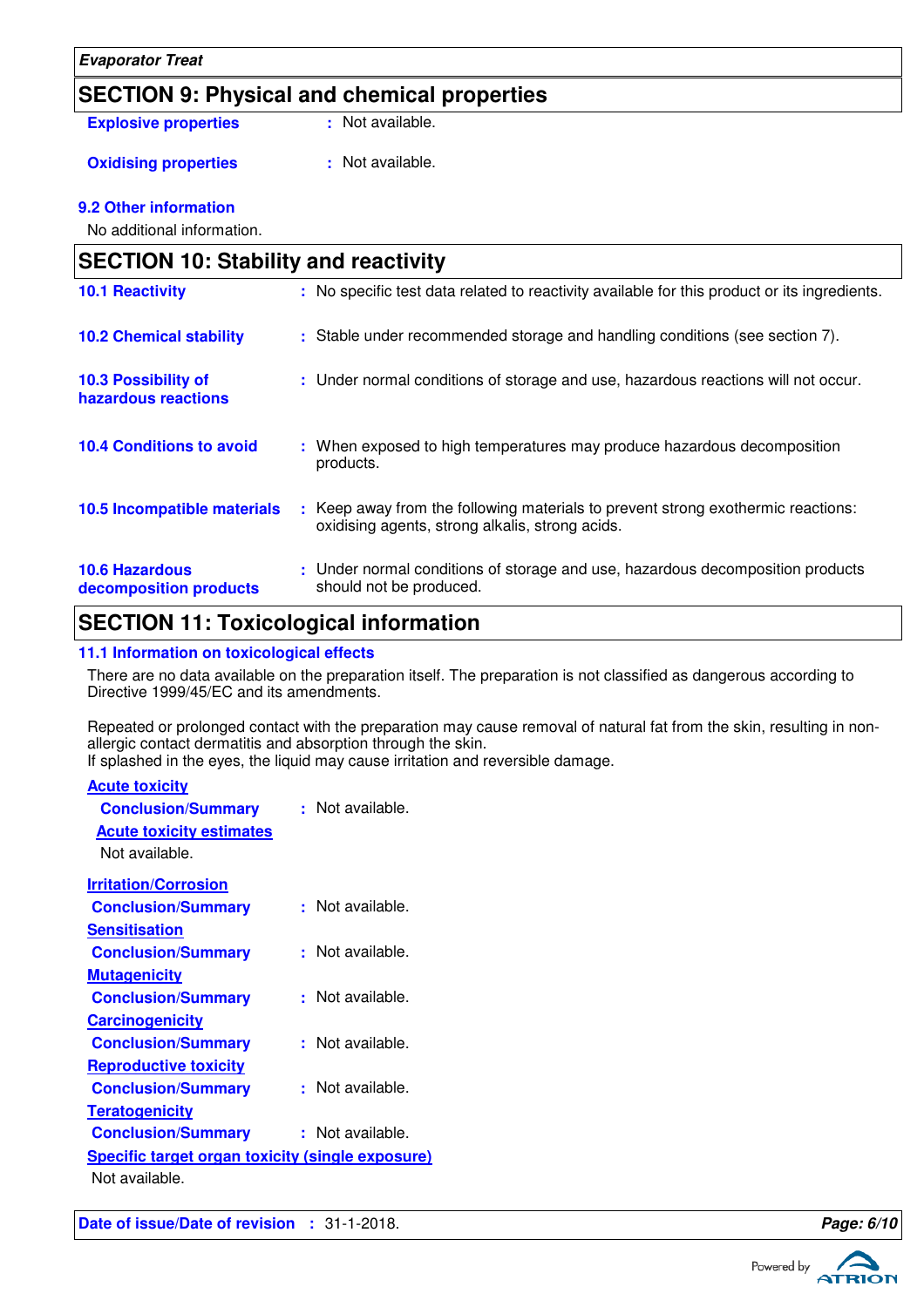## SECTION 9: Physical and chemical properties

**Explosive properties** : Not available.

**Oxidising properties** : Not available.

### 9.2 Other information

No additional information.

## SECTION 10: Stability and reactivity

**10.1 Reactivity** : No specific test data related to reactivity available for this product or its ingredients.

**10.2 Chemical stability** : Stable under recommended storage and handling conditions (see section 7).

**10.3 Possibility of hazardous reactions** : Under normal conditions of storage and use, hazardous reactions will not occur.

**10.4 Conditions to avoid** : When exposed to high temperatures may produce hazardous decomposition products.

**10.5 Incompatible materials** : Keep away from the following materials to prevent strong exothermic reactions: oxidising agents, strong alkalis, strong acids.

**10.6 Hazardous decomposition products** : Under normal conditions of storage and use, hazardous decomposition products should not be produced.

## SECTION 11: Toxicological information

### 11.1 Information on toxicological effects

There are no data available on the preparation itself. The preparation is not classified as dangerous according to Directive 1999/45/EC and its amendments.

Repeated or prolonged contact with the preparation may cause removal of natural fat from the skin, resulting in non-allergic contact dermatitis and absorption through the skin.
If splashed in the eyes, the liquid may cause irritation and reversible damage.

**Acute toxicity**

**Conclusion/Summary** : Not available.

**Acute toxicity estimates**

Not available.

**Irritation/Corrosion**

**Conclusion/Summary** : Not available.

**Sensitisation**

**Conclusion/Summary** : Not available.

**Mutagenicity**

**Conclusion/Summary** : Not available.

**Carcinogenicity**

**Conclusion/Summary** : Not available.

**Reproductive toxicity**

**Conclusion/Summary** : Not available.

**Teratogenicity**

**Conclusion/Summary** : Not available.

**Specific target organ toxicity (single exposure)**

Not available.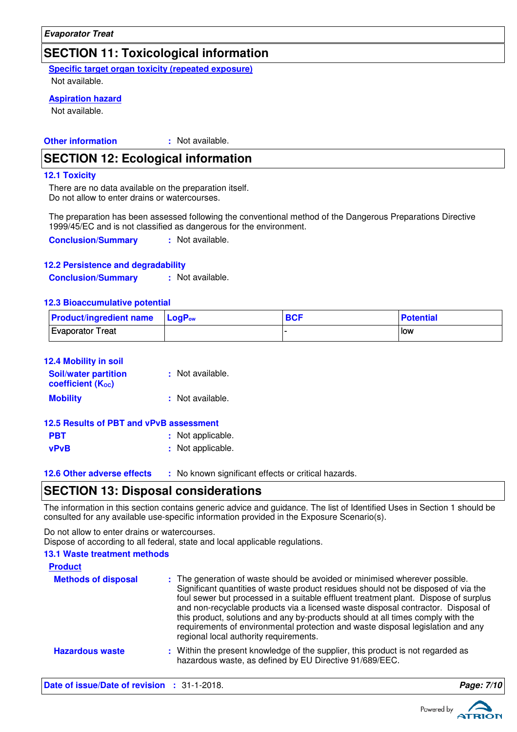## SECTION 11: Toxicological information

**Specific target organ toxicity (repeated exposure)**

Not available.

**Aspiration hazard**

Not available.

**Other information** : Not available.

## SECTION 12: Ecological information

### 12.1 Toxicity

There are no data available on the preparation itself.
Do not allow to enter drains or watercourses.

The preparation has been assessed following the conventional method of the Dangerous Preparations Directive 1999/45/EC and is not classified as dangerous for the environment.

**Conclusion/Summary** : Not available.

### 12.2 Persistence and degradability

**Conclusion/Summary** : Not available.

### 12.3 Bioaccumulative potential

| Product/ingredient name | $LogP_{ow}$ | BCF | Potential |
|---|---|---|---|
| Evaporator Treat | | - | low |

### 12.4 Mobility in soil

**Soil/water partition coefficient ($K_{OC}$)** : Not available.

**Mobility** : Not available.

### 12.5 Results of PBT and vPvB assessment

**PBT** : Not applicable.

**vPvB** : Not applicable.

### 12.6 Other adverse effects : No known significant effects or critical hazards.

## SECTION 13: Disposal considerations

The information in this section contains generic advice and guidance. The list of Identified Uses in Section 1 should be consulted for any available use-specific information provided in the Exposure Scenario(s).

Do not allow to enter drains or watercourses.
Dispose of according to all federal, state and local applicable regulations.

### 13.1 Waste treatment methods

**Product**

**Methods of disposal** : The generation of waste should be avoided or minimised wherever possible. Significant quantities of waste product residues should not be disposed of via the foul sewer but processed in a suitable effluent treatment plant. Dispose of surplus and non-recyclable products via a licensed waste disposal contractor. Disposal of this product, solutions and any by-products should at all times comply with the requirements of environmental protection and waste disposal legislation and any regional local authority requirements.

**Hazardous waste** : Within the present knowledge of the supplier, this product is not regarded as hazardous waste, as defined by EU Directive 91/689/EEC.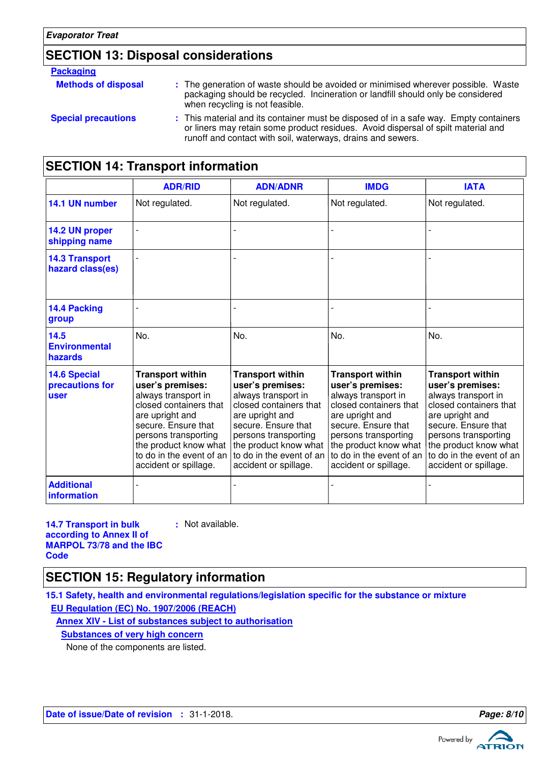## SECTION 13: Disposal considerations

**Packaging**

**Methods of disposal** : The generation of waste should be avoided or minimised wherever possible. Waste packaging should be recycled. Incineration or landfill should only be considered when recycling is not feasible.

**Special precautions** : This material and its container must be disposed of in a safe way. Empty containers or liners may retain some product residues. Avoid dispersal of spilt material and runoff and contact with soil, waterways, drains and sewers.

## SECTION 14: Transport information

| | ADR/RID | ADN/ADNR | IMDG | IATA |
|---|---|---|---|---|
| **14.1 UN number** | Not regulated. | Not regulated. | Not regulated. | Not regulated. |
| **14.2 UN proper shipping name** | - | - | - | - |
| **14.3 Transport hazard class(es)** | - | - | - | - |
| **14.4 Packing group** | - | - | - | - |
| **14.5 Environmental hazards** | No. | No. | No. | No. |
| **14.6 Special precautions for user** | **Transport within user's premises:** always transport in closed containers that are upright and secure. Ensure that persons transporting the product know what to do in the event of an accident or spillage. | **Transport within user's premises:** always transport in closed containers that are upright and secure. Ensure that persons transporting the product know what to do in the event of an accident or spillage. | **Transport within user's premises:** always transport in closed containers that are upright and secure. Ensure that persons transporting the product know what to do in the event of an accident or spillage. | **Transport within user's premises:** always transport in closed containers that are upright and secure. Ensure that persons transporting the product know what to do in the event of an accident or spillage. |
| **Additional information** | - | - | - | - |

**14.7 Transport in bulk according to Annex II of MARPOL 73/78 and the IBC Code** : Not available.

## SECTION 15: Regulatory information

**15.1 Safety, health and environmental regulations/legislation specific for the substance or mixture**

**EU Regulation (EC) No. 1907/2006 (REACH)**

**Annex XIV - List of substances subject to authorisation**

**Substances of very high concern**

None of the components are listed.

**Date of issue/Date of revision** : 31-1-2018.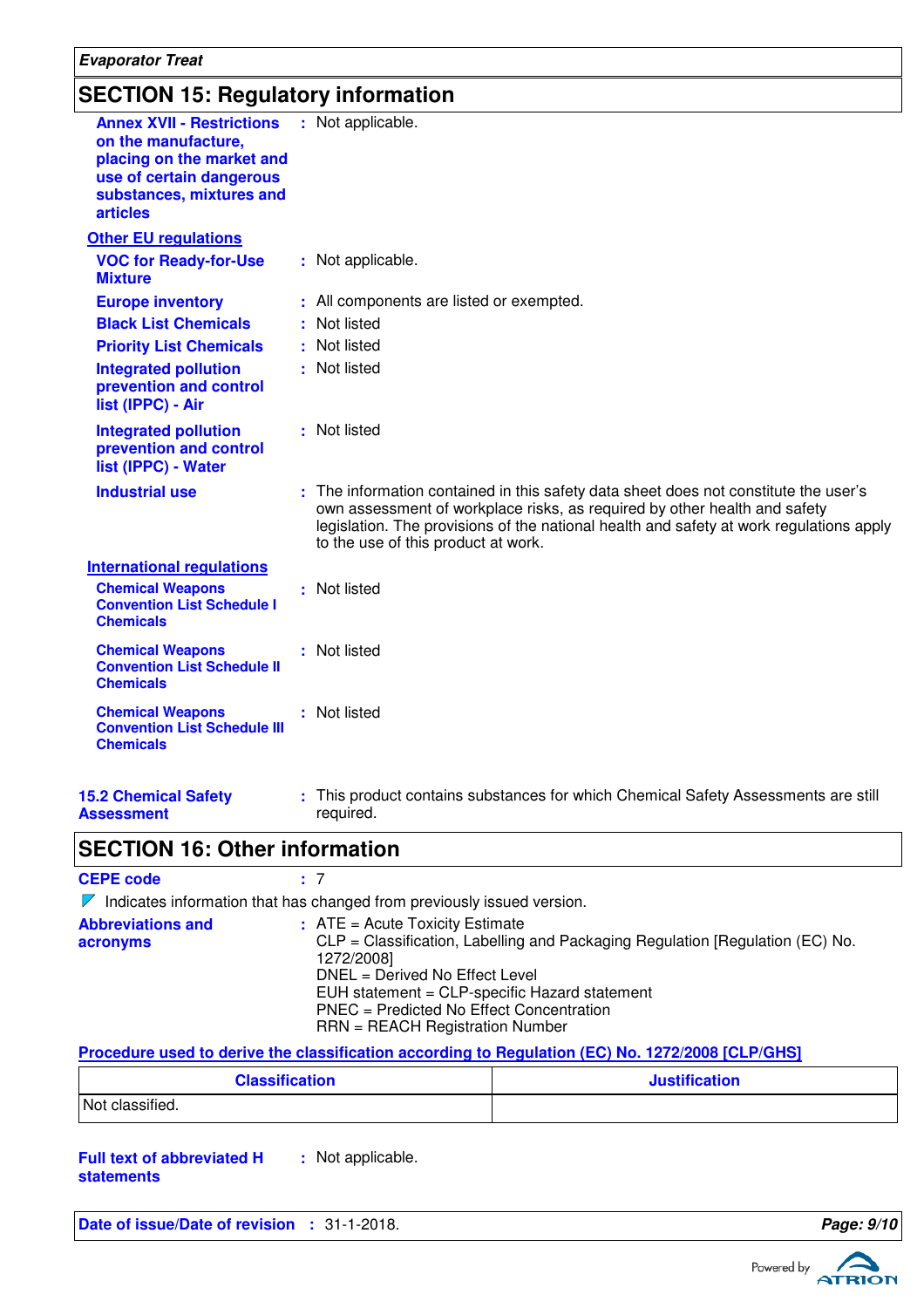## SECTION 15: Regulatory information

**Annex XVII - Restrictions on the manufacture, placing on the market and use of certain dangerous substances, mixtures and articles** : Not applicable.

**Other EU regulations**

**VOC for Ready-for-Use Mixture** : Not applicable.

**Europe inventory** : All components are listed or exempted.

**Black List Chemicals** : Not listed

**Priority List Chemicals** : Not listed

**Integrated pollution prevention and control list (IPPC) - Air** : Not listed

**Integrated pollution prevention and control list (IPPC) - Water** : Not listed

**Industrial use** : The information contained in this safety data sheet does not constitute the user's own assessment of workplace risks, as required by other health and safety legislation. The provisions of the national health and safety at work regulations apply to the use of this product at work.

**International regulations**

**Chemical Weapons Convention List Schedule I Chemicals** : Not listed

**Chemical Weapons Convention List Schedule II Chemicals** : Not listed

**Chemical Weapons Convention List Schedule III Chemicals** : Not listed

**15.2 Chemical Safety Assessment** : This product contains substances for which Chemical Safety Assessments are still required.

## SECTION 16: Other information

**CEPE code** : 7

Indicates information that has changed from previously issued version.

**Abbreviations and acronyms** : ATE = Acute Toxicity Estimate
CLP = Classification, Labelling and Packaging Regulation [Regulation (EC) No. 1272/2008]
DNEL = Derived No Effect Level
EUH statement = CLP-specific Hazard statement
PNEC = Predicted No Effect Concentration
RRN = REACH Registration Number

**Procedure used to derive the classification according to Regulation (EC) No. 1272/2008 [CLP/GHS]**

| Classification | Justification |
|---|---|
| Not classified. | |

**Full text of abbreviated H statements** : Not applicable.

**Date of issue/Date of revision** : 31-1-2018.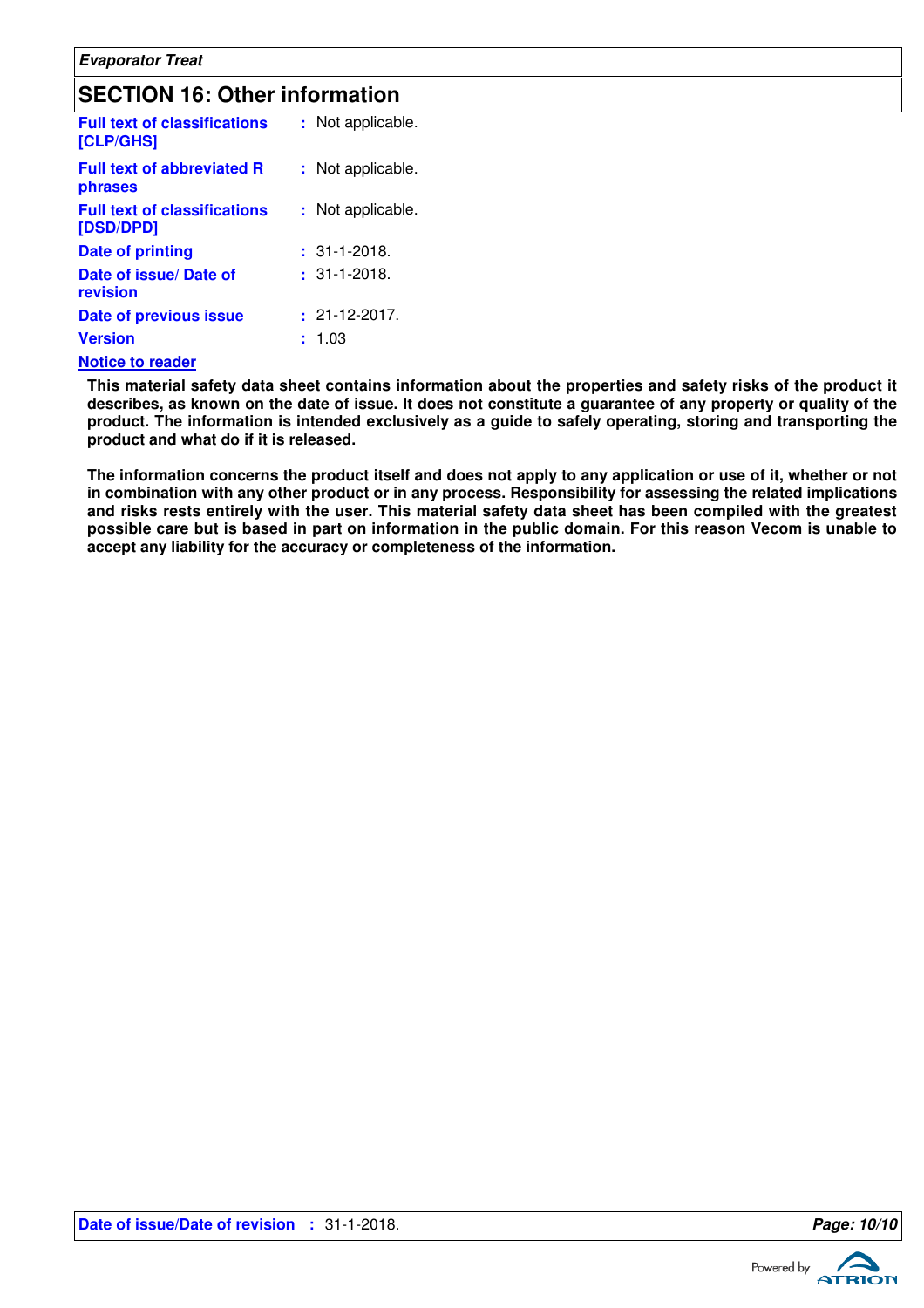## SECTION 16: Other information

**Full text of classifications [CLP/GHS]** : Not applicable.

**Full text of abbreviated R phrases** : Not applicable.

**Full text of classifications [DSD/DPD]** : Not applicable.

**Date of printing** : 31-1-2018.

**Date of issue/ Date of revision** : 31-1-2018.

**Date of previous issue** : 21-12-2017.

**Version** : 1.03

**Notice to reader**

**This material safety data sheet contains information about the properties and safety risks of the product it describes, as known on the date of issue. It does not constitute a guarantee of any property or quality of the product. The information is intended exclusively as a guide to safely operating, storing and transporting the product and what do if it is released.**

**The information concerns the product itself and does not apply to any application or use of it, whether or not in combination with any other product or in any process. Responsibility for assessing the related implications and risks rests entirely with the user. This material safety data sheet has been compiled with the greatest possible care but is based in part on information in the public domain. For this reason Vecom is unable to accept any liability for the accuracy or completeness of the information.**